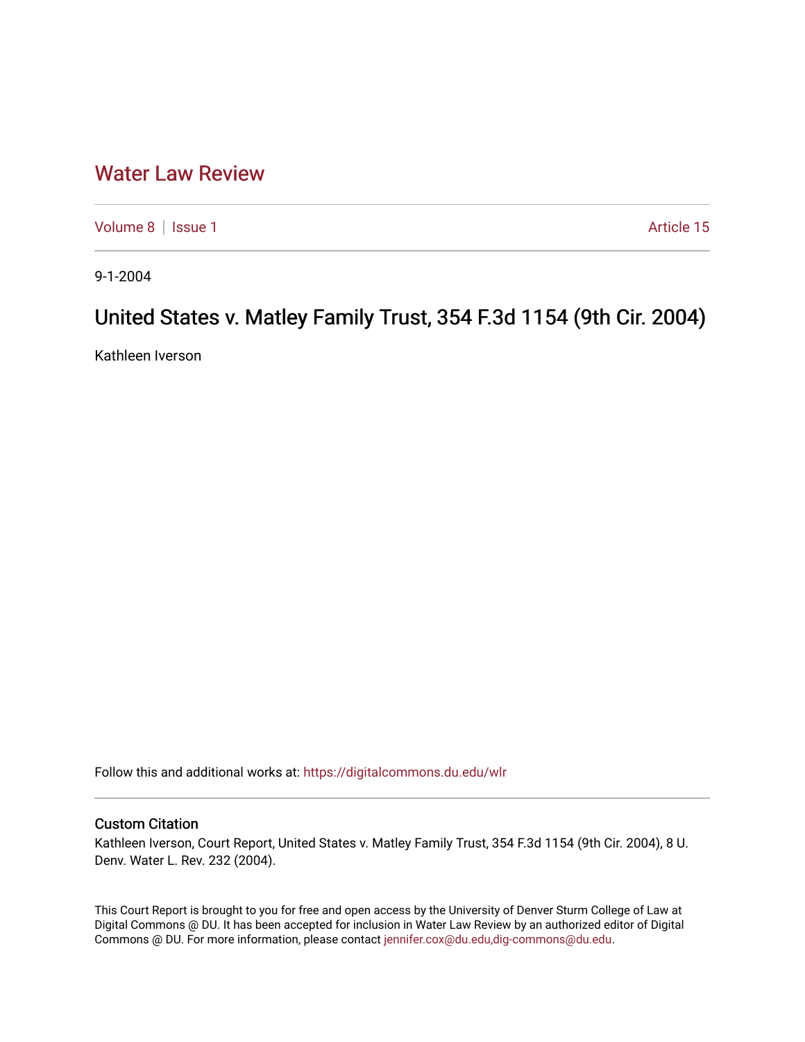# Water Law Review

Volume 8 | Issue 1 Article 15

9-1-2004

## United States v. Matley Family Trust, 354 F.3d 1154 (9th Cir. 2004)

Kathleen Iverson

Follow this and additional works at: https://digitalcommons.du.edu/wlr

### Custom Citation

Kathleen Iverson, Court Report, United States v. Matley Family Trust, 354 F.3d 1154 (9th Cir. 2004), 8 U. Denv. Water L. Rev. 232 (2004).

This Court Report is brought to you for free and open access by the University of Denver Sturm College of Law at Digital Commons @ DU. It has been accepted for inclusion in Water Law Review by an authorized editor of Digital Commons @ DU. For more information, please contact jennifer.cox@du.edu,dig-commons@du.edu.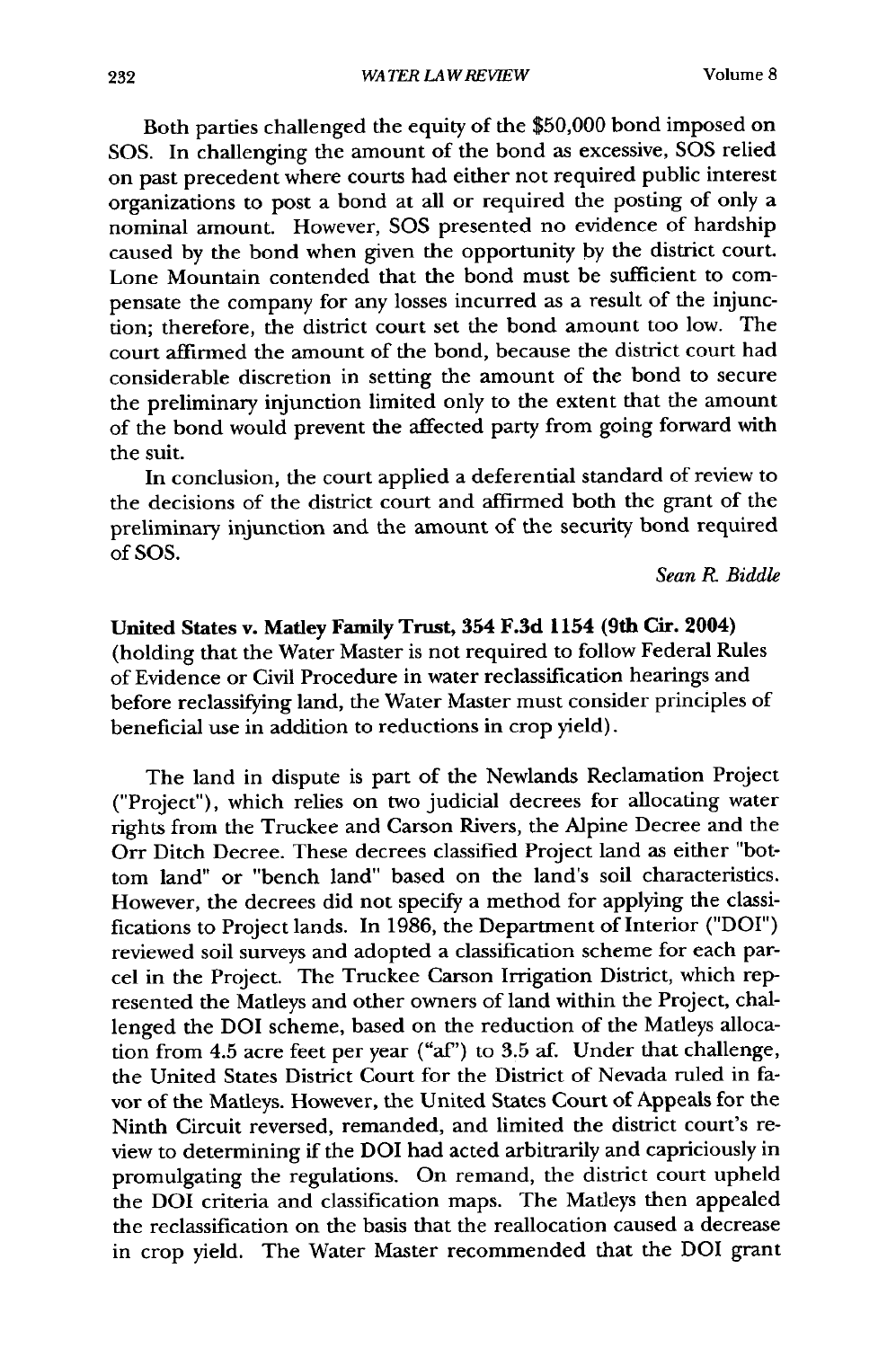Both parties challenged the equity of the $50,000 bond imposed on SOS. In challenging the amount of the bond as excessive, SOS relied on past precedent where courts had either not required public interest organizations to post a bond at all or required the posting of only a nominal amount. However, SOS presented no evidence of hardship caused by the bond when given the opportunity by the district court. Lone Mountain contended that the bond must be sufficient to compensate the company for any losses incurred as a result of the injunction; therefore, the district court set the bond amount too low. The court affirmed the amount of the bond, because the district court had considerable discretion in setting the amount of the bond to secure the preliminary injunction limited only to the extent that the amount of the bond would prevent the affected party from going forward with the suit.

In conclusion, the court applied a deferential standard of review to the decisions of the district court and affirmed both the grant of the preliminary injunction and the amount of the security bond required of SOS.

*Sean R. Biddle*

**United States v. Matley Family Trust, 354 F.3d 1154 (9th Cir. 2004)** (holding that the Water Master is not required to follow Federal Rules of Evidence or Civil Procedure in water reclassification hearings and before reclassifying land, the Water Master must consider principles of beneficial use in addition to reductions in crop yield).

The land in dispute is part of the Newlands Reclamation Project ("Project"), which relies on two judicial decrees for allocating water rights from the Truckee and Carson Rivers, the Alpine Decree and the Orr Ditch Decree. These decrees classified Project land as either "bottom land" or "bench land" based on the land's soil characteristics. However, the decrees did not specify a method for applying the classifications to Project lands. In 1986, the Department of Interior ("DOI") reviewed soil surveys and adopted a classification scheme for each parcel in the Project. The Truckee Carson Irrigation District, which represented the Matleys and other owners of land within the Project, challenged the DOI scheme, based on the reduction of the Matleys allocation from 4.5 acre feet per year ("af") to 3.5 af. Under that challenge, the United States District Court for the District of Nevada ruled in favor of the Matleys. However, the United States Court of Appeals for the Ninth Circuit reversed, remanded, and limited the district court's review to determining if the DOI had acted arbitrarily and capriciously in promulgating the regulations. On remand, the district court upheld the DOI criteria and classification maps. The Matleys then appealed the reclassification on the basis that the reallocation caused a decrease in crop yield. The Water Master recommended that the DOI grant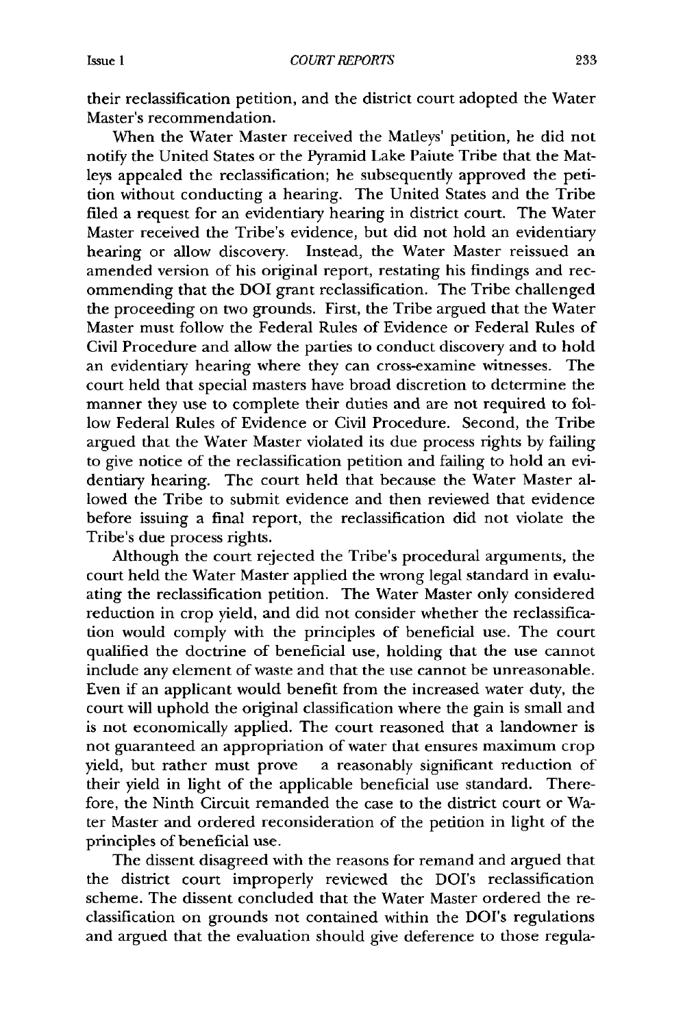their reclassification petition, and the district court adopted the Water Master's recommendation.

When the Water Master received the Matleys' petition, he did not notify the United States or the Pyramid Lake Paiute Tribe that the Matleys appealed the reclassification; he subsequently approved the petition without conducting a hearing. The United States and the Tribe filed a request for an evidentiary hearing in district court. The Water Master received the Tribe's evidence, but did not hold an evidentiary hearing or allow discovery. Instead, the Water Master reissued an amended version of his original report, restating his findings and recommending that the DOI grant reclassification. The Tribe challenged the proceeding on two grounds. First, the Tribe argued that the Water Master must follow the Federal Rules of Evidence or Federal Rules of Civil Procedure and allow the parties to conduct discovery and to hold an evidentiary hearing where they can cross-examine witnesses. The court held that special masters have broad discretion to determine the manner they use to complete their duties and are not required to follow Federal Rules of Evidence or Civil Procedure. Second, the Tribe argued that the Water Master violated its due process rights by failing to give notice of the reclassification petition and failing to hold an evidentiary hearing. The court held that because the Water Master allowed the Tribe to submit evidence and then reviewed that evidence before issuing a final report, the reclassification did not violate the Tribe's due process rights.

Although the court rejected the Tribe's procedural arguments, the court held the Water Master applied the wrong legal standard in evaluating the reclassification petition. The Water Master only considered reduction in crop yield, and did not consider whether the reclassification would comply with the principles of beneficial use. The court qualified the doctrine of beneficial use, holding that the use cannot include any element of waste and that the use cannot be unreasonable. Even if an applicant would benefit from the increased water duty, the court will uphold the original classification where the gain is small and is not economically applied. The court reasoned that a landowner is not guaranteed an appropriation of water that ensures maximum crop yield, but rather must prove a reasonably significant reduction of their yield in light of the applicable beneficial use standard. Therefore, the Ninth Circuit remanded the case to the district court or Water Master and ordered reconsideration of the petition in light of the principles of beneficial use.

The dissent disagreed with the reasons for remand and argued that the district court improperly reviewed the DOI's reclassification scheme. The dissent concluded that the Water Master ordered the reclassification on grounds not contained within the DOI's regulations and argued that the evaluation should give deference to those regula-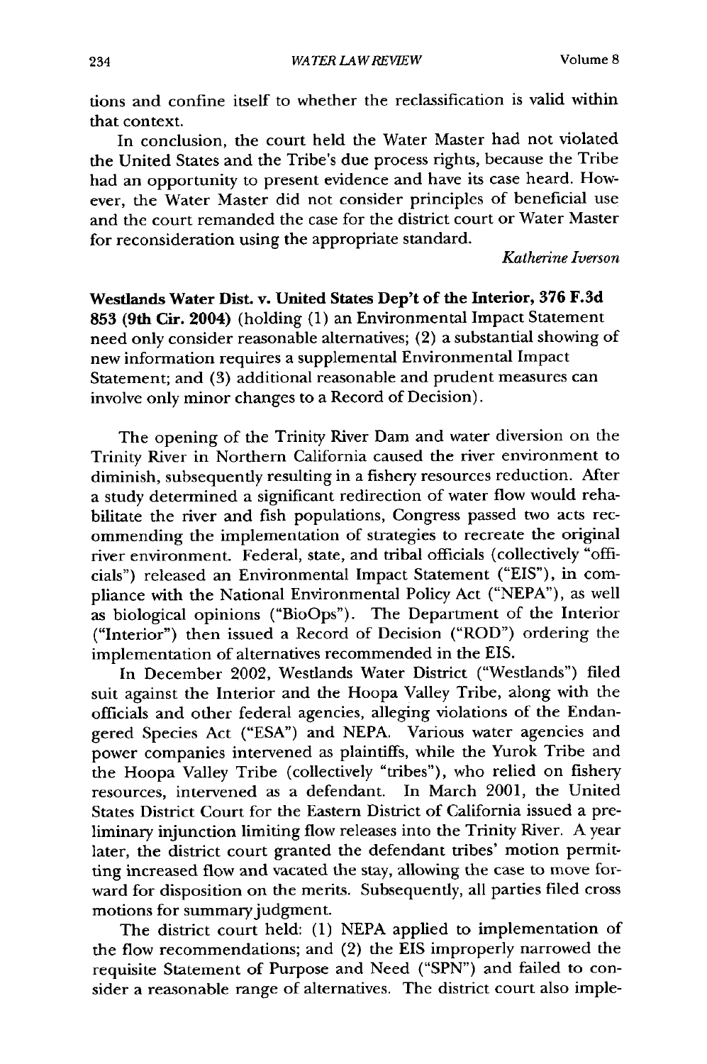tions and confine itself to whether the reclassification is valid within that context.

In conclusion, the court held the Water Master had not violated the United States and the Tribe's due process rights, because the Tribe had an opportunity to present evidence and have its case heard. However, the Water Master did not consider principles of beneficial use and the court remanded the case for the district court or Water Master for reconsideration using the appropriate standard.

*Katherine Iverson*

**Westlands Water Dist. v. United States Dep't of the Interior, 376 F.3d 853 (9th Cir. 2004)** (holding (1) an Environmental Impact Statement need only consider reasonable alternatives; (2) a substantial showing of new information requires a supplemental Environmental Impact Statement; and (3) additional reasonable and prudent measures can involve only minor changes to a Record of Decision).

The opening of the Trinity River Dam and water diversion on the Trinity River in Northern California caused the river environment to diminish, subsequently resulting in a fishery resources reduction. After a study determined a significant redirection of water flow would rehabilitate the river and fish populations, Congress passed two acts recommending the implementation of strategies to recreate the original river environment. Federal, state, and tribal officials (collectively "officials") released an Environmental Impact Statement ("EIS"), in compliance with the National Environmental Policy Act ("NEPA"), as well as biological opinions ("BioOps"). The Department of the Interior ("Interior") then issued a Record of Decision ("ROD") ordering the implementation of alternatives recommended in the EIS.

In December 2002, Westlands Water District ("Westlands") filed suit against the Interior and the Hoopa Valley Tribe, along with the officials and other federal agencies, alleging violations of the Endangered Species Act ("ESA") and NEPA. Various water agencies and power companies intervened as plaintiffs, while the Yurok Tribe and the Hoopa Valley Tribe (collectively "tribes"), who relied on fishery resources, intervened as a defendant. In March 2001, the United States District Court for the Eastern District of California issued a preliminary injunction limiting flow releases into the Trinity River. A year later, the district court granted the defendant tribes' motion permitting increased flow and vacated the stay, allowing the case to move forward for disposition on the merits. Subsequently, all parties filed cross motions for summary judgment.

The district court held: (1) NEPA applied to implementation of the flow recommendations; and (2) the EIS improperly narrowed the requisite Statement of Purpose and Need ("SPN") and failed to consider a reasonable range of alternatives. The district court also imple-